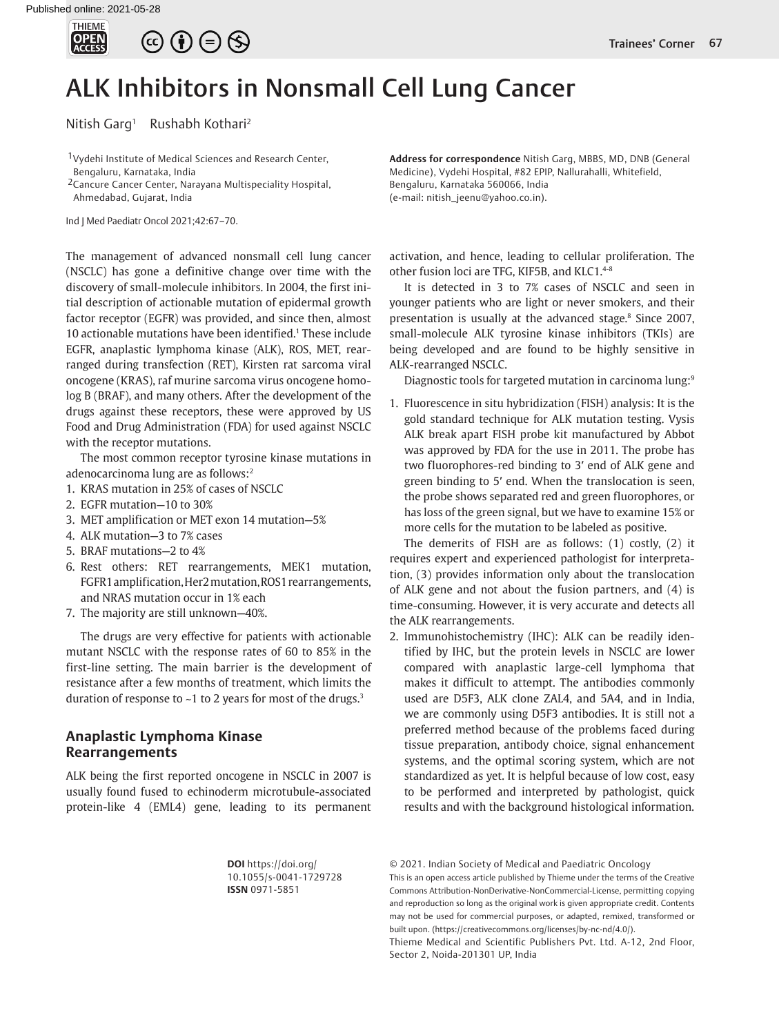# ALK Inhibitors in Nonsmall Cell Lung Cancer

Nitish Garg[1] Rushabh Kothari[2]

[1]Vydehi Institute of Medical Sciences and Research Center, Bengaluru, Karnataka, India
[2]Cancure Cancer Center, Narayana Multispeciality Hospital, Ahmedabad, Gujarat, India

Ind J Med Paediatr Oncol 2021;42:67–70.

**Address for correspondence** Nitish Garg, MBBS, MD, DNB (General Medicine), Vydehi Hospital, #82 EPIP, Nallurahalli, Whitefield, Bengaluru, Karnataka 560066, India (e-mail: nitish_jeenu@yahoo.co.in).

The management of advanced nonsmall cell lung cancer (NSCLC) has gone a definitive change over time with the discovery of small-molecule inhibitors. In 2004, the first initial description of actionable mutation of epidermal growth factor receptor (EGFR) was provided, and since then, almost 10 actionable mutations have been identified.[1] These include EGFR, anaplastic lymphoma kinase (ALK), ROS, MET, rearranged during transfection (RET), Kirsten rat sarcoma viral oncogene (KRAS), raf murine sarcoma virus oncogene homolog B (BRAF), and many others. After the development of the drugs against these receptors, these were approved by US Food and Drug Administration (FDA) for used against NSCLC with the receptor mutations.

The most common receptor tyrosine kinase mutations in adenocarcinoma lung are as follows:[2]

1. KRAS mutation in 25% of cases of NSCLC
2. EGFR mutation—10 to 30%
3. MET amplification or MET exon 14 mutation—5%
4. ALK mutation—3 to 7% cases
5. BRAF mutations—2 to 4%
6. Rest others: RET rearrangements, MEK1 mutation, FGFR1 amplification, Her2 mutation, ROS1 rearrangements, and NRAS mutation occur in 1% each
7. The majority are still unknown—40%.

The drugs are very effective for patients with actionable mutant NSCLC with the response rates of 60 to 85% in the first-line setting. The main barrier is the development of resistance after a few months of treatment, which limits the duration of response to ~1 to 2 years for most of the drugs.[3]

## Anaplastic Lymphoma Kinase Rearrangements

ALK being the first reported oncogene in NSCLC in 2007 is usually found fused to echinoderm microtubule-associated protein-like 4 (EML4) gene, leading to its permanent activation, and hence, leading to cellular proliferation. The other fusion loci are TFG, KIF5B, and KLC1.[4-8]

It is detected in 3 to 7% cases of NSCLC and seen in younger patients who are light or never smokers, and their presentation is usually at the advanced stage.[8] Since 2007, small-molecule ALK tyrosine kinase inhibitors (TKIs) are being developed and are found to be highly sensitive in ALK-rearranged NSCLC.

Diagnostic tools for targeted mutation in carcinoma lung:[9]

1. Fluorescence in situ hybridization (FISH) analysis: It is the gold standard technique for ALK mutation testing. Vysis ALK break apart FISH probe kit manufactured by Abbot was approved by FDA for the use in 2011. The probe has two fluorophores-red binding to 3′ end of ALK gene and green binding to 5′ end. When the translocation is seen, the probe shows separated red and green fluorophores, or has loss of the green signal, but we have to examine 15% or more cells for the mutation to be labeled as positive.

   The demerits of FISH are as follows: (1) costly, (2) it requires expert and experienced pathologist for interpretation, (3) provides information only about the translocation of ALK gene and not about the fusion partners, and (4) is time-consuming. However, it is very accurate and detects all the ALK rearrangements.

2. Immunohistochemistry (IHC): ALK can be readily identified by IHC, but the protein levels in NSCLC are lower compared with anaplastic large-cell lymphoma that makes it difficult to attempt. The antibodies commonly used are D5F3, ALK clone ZAL4, and 5A4, and in India, we are commonly using D5F3 antibodies. It is still not a preferred method because of the problems faced during tissue preparation, antibody choice, signal enhancement systems, and the optimal scoring system, which are not standardized as yet. It is helpful because of low cost, easy to be performed and interpreted by pathologist, quick results and with the background histological information.

**DOI** https://doi.org/10.1055/s-0041-1729728
**ISSN** 0971-5851

© 2021. Indian Society of Medical and Paediatric Oncology
This is an open access article published by Thieme under the terms of the Creative Commons Attribution-NonDerivative-NonCommercial-License, permitting copying and reproduction so long as the original work is given appropriate credit. Contents may not be used for commercial purposes, or adapted, remixed, transformed or built upon. (https://creativecommons.org/licenses/by-nc-nd/4.0/).
Thieme Medical and Scientific Publishers Pvt. Ltd. A-12, 2nd Floor, Sector 2, Noida-201301 UP, India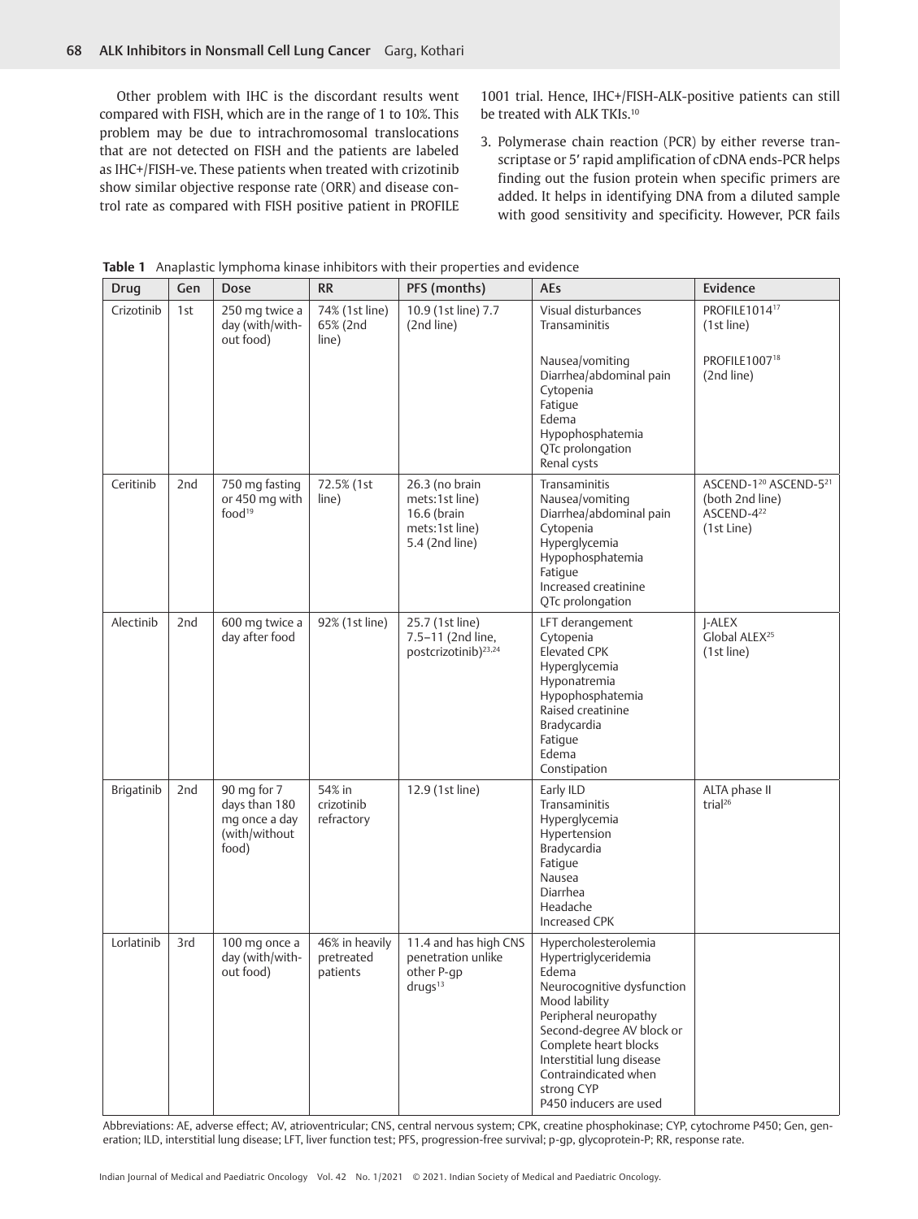Other problem with IHC is the discordant results went compared with FISH, which are in the range of 1 to 10%. This problem may be due to intrachromosomal translocations that are not detected on FISH and the patients are labeled as IHC+/FISH-ve. These patients when treated with crizotinib show similar objective response rate (ORR) and disease control rate as compared with FISH positive patient in PROFILE 1001 trial. Hence, IHC+/FISH-ALK-positive patients can still be treated with ALK TKIs.[10]

3. Polymerase chain reaction (PCR) by either reverse transcriptase or 5′ rapid amplification of cDNA ends-PCR helps finding out the fusion protein when specific primers are added. It helps in identifying DNA from a diluted sample with good sensitivity and specificity. However, PCR fails

**Table 1** Anaplastic lymphoma kinase inhibitors with their properties and evidence

| Drug | Gen | Dose | RR | PFS (months) | AEs | Evidence |
|---|---|---|---|---|---|---|
| Crizotinib | 1st | 250 mg twice a day (with/without food) | 74% (1st line) 65% (2nd line) | 10.9 (1st line) 7.7 (2nd line) | Visual disturbances<br>Transaminitis<br><br>Nausea/vomiting<br>Diarrhea/abdominal pain<br>Cytopenia<br>Fatigue<br>Edema<br>Hypophosphatemia<br>QTc prolongation<br>Renal cysts | PROFILE1014[17] (1st line)<br><br>PROFILE1007[18] (2nd line) |
| Ceritinib | 2nd | 750 mg fasting or 450 mg with food[19] | 72.5% (1st line) | 26.3 (no brain mets:1st line)<br>16.6 (brain mets:1st line)<br>5.4 (2nd line) | Transaminitis<br>Nausea/vomiting<br>Diarrhea/abdominal pain<br>Cytopenia<br>Hyperglycemia<br>Hypophosphatemia<br>Fatigue<br>Increased creatinine<br>QTc prolongation | ASCEND-1[20] ASCEND-5[21] (both 2nd line)<br>ASCEND-4[22] (1st Line) |
| Alectinib | 2nd | 600 mg twice a day after food | 92% (1st line) | 25.7 (1st line)<br>7.5–11 (2nd line, postcrizotinib)[23,24] | LFT derangement<br>Cytopenia<br>Elevated CPK<br>Hyperglycemia<br>Hyponatremia<br>Hypophosphatemia<br>Raised creatinine<br>Bradycardia<br>Fatigue<br>Edema<br>Constipation | J-ALEX<br>Global ALEX[25]<br>(1st line) |
| Brigatinib | 2nd | 90 mg for 7 days than 180 mg once a day (with/without food) | 54% in crizotinib refractory | 12.9 (1st line) | Early ILD<br>Transaminitis<br>Hyperglycemia<br>Hypertension<br>Bradycardia<br>Fatigue<br>Nausea<br>Diarrhea<br>Headache<br>Increased CPK | ALTA phase II trial[26] |
| Lorlatinib | 3rd | 100 mg once a day (with/without food) | 46% in heavily pretreated patients | 11.4 and has high CNS penetration unlike other P-gp drugs[13] | Hypercholesterolemia<br>Hypertriglyceridemia<br>Edema<br>Neurocognitive dysfunction<br>Mood lability<br>Peripheral neuropathy<br>Second-degree AV block or Complete heart blocks<br>Interstitial lung disease<br>Contraindicated when strong CYP P450 inducers are used | |

Abbreviations: AE, adverse effect; AV, atrioventricular; CNS, central nervous system; CPK, creatine phosphokinase; CYP, cytochrome P450; Gen, generation; ILD, interstitial lung disease; LFT, liver function test; PFS, progression-free survival; p-gp, glycoprotein-P; RR, response rate.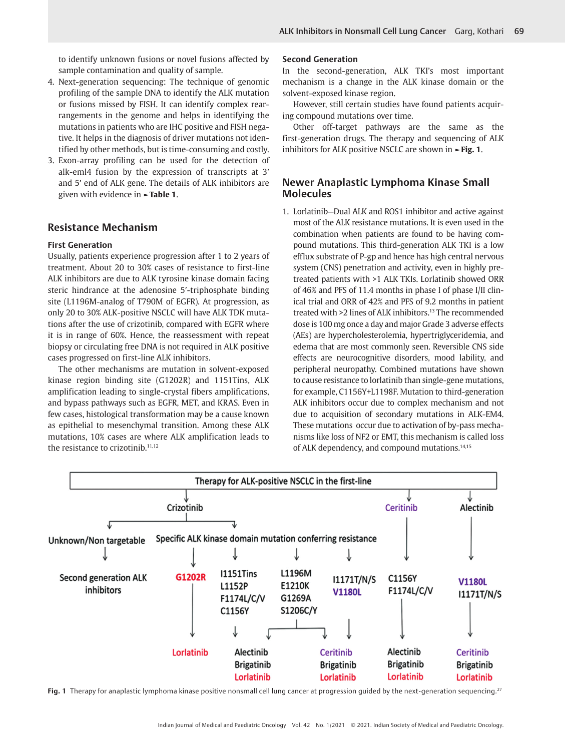to identify unknown fusions or novel fusions affected by sample contamination and quality of sample.

4. Next-generation sequencing: The technique of genomic profiling of the sample DNA to identify the ALK mutation or fusions missed by FISH. It can identify complex rearrangements in the genome and helps in identifying the mutations in patients who are IHC positive and FISH negative. It helps in the diagnosis of driver mutations not identified by other methods, but is time-consuming and costly.
3. Exon-array profiling can be used for the detection of alk-eml4 fusion by the expression of transcripts at 3′ and 5′ end of ALK gene. The details of ALK inhibitors are given with evidence in ►**Table 1**.

## Resistance Mechanism

### First Generation

Usually, patients experience progression after 1 to 2 years of treatment. About 20 to 30% cases of resistance to first-line ALK inhibitors are due to ALK tyrosine kinase domain facing steric hindrance at the adenosine 5′-triphosphate binding site (L1196M-analog of T790M of EGFR). At progression, as only 20 to 30% ALK-positive NSCLC will have ALK TDK mutations after the use of crizotinib, compared with EGFR where it is in range of 60%. Hence, the reassessment with repeat biopsy or circulating free DNA is not required in ALK positive cases progressed on first-line ALK inhibitors.

The other mechanisms are mutation in solvent-exposed kinase region binding site (G1202R) and 1151Tins, ALK amplification leading to single-crystal fibers amplifications, and bypass pathways such as EGFR, MET, and KRAS. Even in few cases, histological transformation may be a cause known as epithelial to mesenchymal transition. Among these ALK mutations, 10% cases are where ALK amplification leads to the resistance to crizotinib.[11,12]

### Second Generation

In the second-generation, ALK TKI's most important mechanism is a change in the ALK kinase domain or the solvent-exposed kinase region.

However, still certain studies have found patients acquiring compound mutations over time.

Other off-target pathways are the same as the first-generation drugs. The therapy and sequencing of ALK inhibitors for ALK positive NSCLC are shown in ►**Fig. 1**.

## Newer Anaplastic Lymphoma Kinase Small Molecules

1. Lorlatinib—Dual ALK and ROS1 inhibitor and active against most of the ALK resistance mutations. It is even used in the combination when patients are found to be having compound mutations. This third-generation ALK TKI is a low efflux substrate of P-gp and hence has high central nervous system (CNS) penetration and activity, even in highly pretreated patients with >1 ALK TKIs. Lorlatinib showed ORR of 46% and PFS of 11.4 months in phase I of phase I/II clinical trial and ORR of 42% and PFS of 9.2 months in patient treated with >2 lines of ALK inhibitors.[13] The recommended dose is 100 mg once a day and major Grade 3 adverse effects (AEs) are hypercholesterolemia, hypertriglyceridemia, and edema that are most commonly seen. Reversible CNS side effects are neurocognitive disorders, mood lability, and peripheral neuropathy. Combined mutations have shown to cause resistance to lorlatinib than single-gene mutations, for example, C1156Y+L1198F. Mutation to third-generation ALK inhibitors occur due to complex mechanism and not due to acquisition of secondary mutations in ALK-EM4. These mutations occur due to activation of by-pass mechanisms like loss of NF2 or EMT, this mechanism is called loss of ALK dependency, and compound mutations.[14,15]

Therapy for ALK-positive NSCLC in the first-line

- Crizotinib
  - Unknown/Non targetable → Second generation ALK inhibitors
  - Specific ALK kinase domain mutation conferring resistance
    - G1202R → Lorlatinib
    - I1151Tins, L1152P, F1174L/C/V, C1156Y → Alectinib, Brigatinib, Lorlatinib
    - L1196M, E1210K, G1269A, S1206C/Y → Alectinib, Brigatinib, Lorlatinib; Ceritinib, Brigatinib, Lorlatinib
    - I1171T/N/S, V1180L → Ceritinib, Brigatinib, Lorlatinib
- Ceritinib → C1156Y, F1174L/C/V → Alectinib, Brigatinib, Lorlatinib
- Alectinib → V1180L, I1171T/N/S → Ceritinib, Brigatinib, Lorlatinib

**Fig. 1** Therapy for anaplastic lymphoma kinase positive nonsmall cell lung cancer at progression guided by the next-generation sequencing.[27]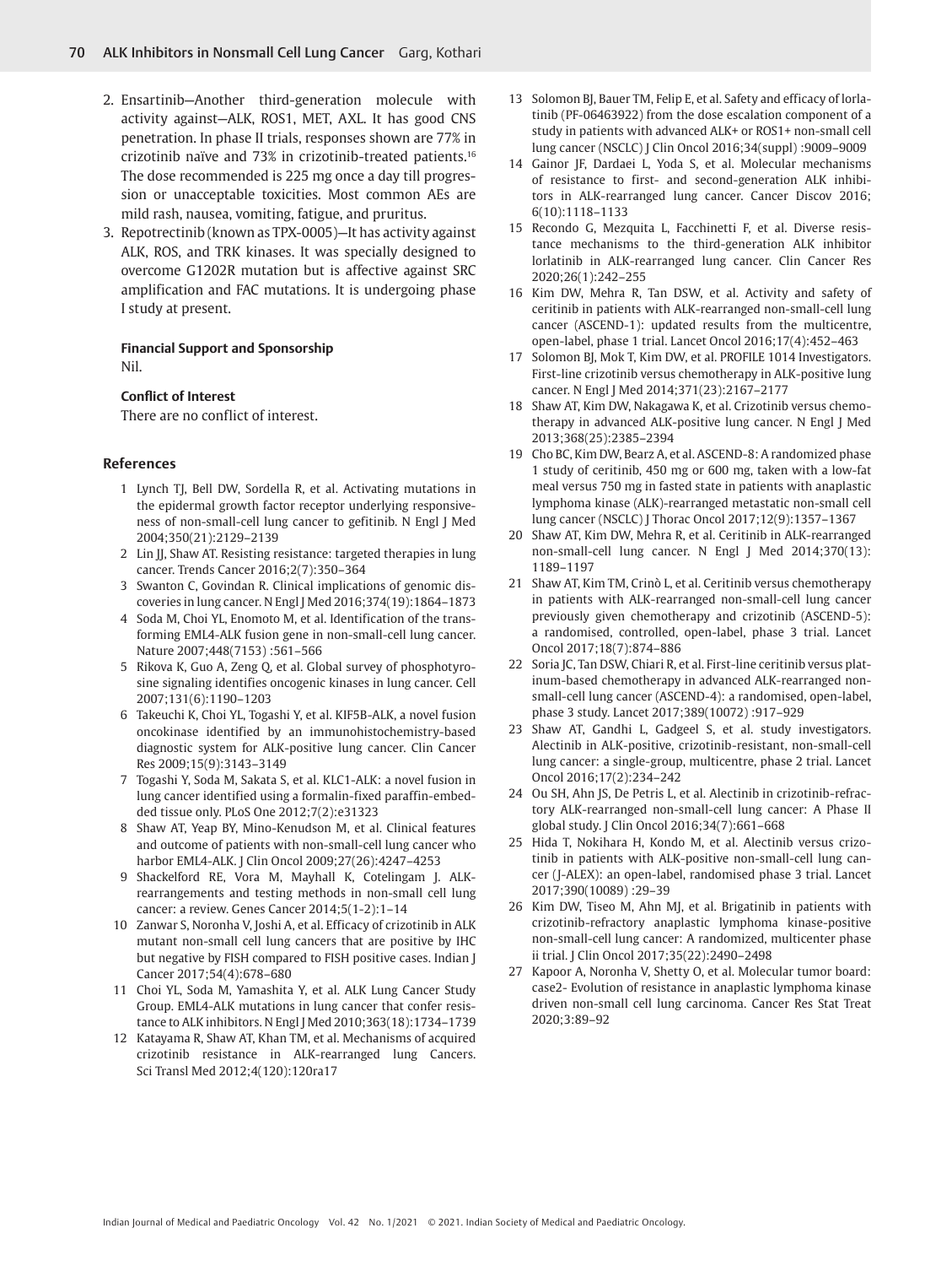2. Ensartinib—Another third-generation molecule with activity against—ALK, ROS1, MET, AXL. It has good CNS penetration. In phase II trials, responses shown are 77% in crizotinib naïve and 73% in crizotinib-treated patients.[16] The dose recommended is 225 mg once a day till progression or unacceptable toxicities. Most common AEs are mild rash, nausea, vomiting, fatigue, and pruritus.
3. Repotrectinib (known as TPX-0005)—It has activity against ALK, ROS, and TRK kinases. It was specially designed to overcome G1202R mutation but is affective against SRC amplification and FAC mutations. It is undergoing phase I study at present.

**Financial Support and Sponsorship**

Nil.

**Conflict of Interest**

There are no conflict of interest.

## References

1. Lynch TJ, Bell DW, Sordella R, et al. Activating mutations in the epidermal growth factor receptor underlying responsiveness of non-small-cell lung cancer to gefitinib. N Engl J Med 2004;350(21):2129–2139
2. Lin JJ, Shaw AT. Resisting resistance: targeted therapies in lung cancer. Trends Cancer 2016;2(7):350–364
3. Swanton C, Govindan R. Clinical implications of genomic discoveries in lung cancer. N Engl J Med 2016;374(19):1864–1873
4. Soda M, Choi YL, Enomoto M, et al. Identification of the transforming EML4-ALK fusion gene in non-small-cell lung cancer. Nature 2007;448(7153) :561–566
5. Rikova K, Guo A, Zeng Q, et al. Global survey of phosphotyrosine signaling identifies oncogenic kinases in lung cancer. Cell 2007;131(6):1190–1203
6. Takeuchi K, Choi YL, Togashi Y, et al. KIF5B-ALK, a novel fusion oncokinase identified by an immunohistochemistry-based diagnostic system for ALK-positive lung cancer. Clin Cancer Res 2009;15(9):3143–3149
7. Togashi Y, Soda M, Sakata S, et al. KLC1-ALK: a novel fusion in lung cancer identified using a formalin-fixed paraffin-embedded tissue only. PLoS One 2012;7(2):e31323
8. Shaw AT, Yeap BY, Mino-Kenudson M, et al. Clinical features and outcome of patients with non-small-cell lung cancer who harbor EML4-ALK. J Clin Oncol 2009;27(26):4247–4253
9. Shackelford RE, Vora M, Mayhall K, Cotelingam J. ALK-rearrangements and testing methods in non-small cell lung cancer: a review. Genes Cancer 2014;5(1-2):1–14
10. Zanwar S, Noronha V, Joshi A, et al. Efficacy of crizotinib in ALK mutant non-small cell lung cancers that are positive by IHC but negative by FISH compared to FISH positive cases. Indian J Cancer 2017;54(4):678–680
11. Choi YL, Soda M, Yamashita Y, et al. ALK Lung Cancer Study Group. EML4-ALK mutations in lung cancer that confer resistance to ALK inhibitors. N Engl J Med 2010;363(18):1734–1739
12. Katayama R, Shaw AT, Khan TM, et al. Mechanisms of acquired crizotinib resistance in ALK-rearranged lung Cancers. Sci Transl Med 2012;4(120):120ra17
13. Solomon BJ, Bauer TM, Felip E, et al. Safety and efficacy of lorlatinib (PF-06463922) from the dose escalation component of a study in patients with advanced ALK+ or ROS1+ non-small cell lung cancer (NSCLC) J Clin Oncol 2016;34(suppl) :9009–9009
14. Gainor JF, Dardaei L, Yoda S, et al. Molecular mechanisms of resistance to first- and second-generation ALK inhibitors in ALK-rearranged lung cancer. Cancer Discov 2016; 6(10):1118–1133
15. Recondo G, Mezquita L, Facchinetti F, et al. Diverse resistance mechanisms to the third-generation ALK inhibitor lorlatinib in ALK-rearranged lung cancer. Clin Cancer Res 2020;26(1):242–255
16. Kim DW, Mehra R, Tan DSW, et al. Activity and safety of ceritinib in patients with ALK-rearranged non-small-cell lung cancer (ASCEND-1): updated results from the multicentre, open-label, phase 1 trial. Lancet Oncol 2016;17(4):452–463
17. Solomon BJ, Mok T, Kim DW, et al. PROFILE 1014 Investigators. First-line crizotinib versus chemotherapy in ALK-positive lung cancer. N Engl J Med 2014;371(23):2167–2177
18. Shaw AT, Kim DW, Nakagawa K, et al. Crizotinib versus chemotherapy in advanced ALK-positive lung cancer. N Engl J Med 2013;368(25):2385–2394
19. Cho BC, Kim DW, Bearz A, et al. ASCEND-8: A randomized phase 1 study of ceritinib, 450 mg or 600 mg, taken with a low-fat meal versus 750 mg in fasted state in patients with anaplastic lymphoma kinase (ALK)-rearranged metastatic non-small cell lung cancer (NSCLC) J Thorac Oncol 2017;12(9):1357–1367
20. Shaw AT, Kim DW, Mehra R, et al. Ceritinib in ALK-rearranged non-small-cell lung cancer. N Engl J Med 2014;370(13): 1189–1197
21. Shaw AT, Kim TM, Crinò L, et al. Ceritinib versus chemotherapy in patients with ALK-rearranged non-small-cell lung cancer previously given chemotherapy and crizotinib (ASCEND-5): a randomised, controlled, open-label, phase 3 trial. Lancet Oncol 2017;18(7):874–886
22. Soria JC, Tan DSW, Chiari R, et al. First-line ceritinib versus platinum-based chemotherapy in advanced ALK-rearranged non-small-cell lung cancer (ASCEND-4): a randomised, open-label, phase 3 study. Lancet 2017;389(10072) :917–929
23. Shaw AT, Gandhi L, Gadgeel S, et al. study investigators. Alectinib in ALK-positive, crizotinib-resistant, non-small-cell lung cancer: a single-group, multicentre, phase 2 trial. Lancet Oncol 2016;17(2):234–242
24. Ou SH, Ahn JS, De Petris L, et al. Alectinib in crizotinib-refractory ALK-rearranged non-small-cell lung cancer: A Phase II global study. J Clin Oncol 2016;34(7):661–668
25. Hida T, Nokihara H, Kondo M, et al. Alectinib versus crizotinib in patients with ALK-positive non-small-cell lung cancer (J-ALEX): an open-label, randomised phase 3 trial. Lancet 2017;390(10089) :29–39
26. Kim DW, Tiseo M, Ahn MJ, et al. Brigatinib in patients with crizotinib-refractory anaplastic lymphoma kinase-positive non-small-cell lung cancer: A randomized, multicenter phase ii trial. J Clin Oncol 2017;35(22):2490–2498
27. Kapoor A, Noronha V, Shetty O, et al. Molecular tumor board: case2- Evolution of resistance in anaplastic lymphoma kinase driven non-small cell lung carcinoma. Cancer Res Stat Treat 2020;3:89–92